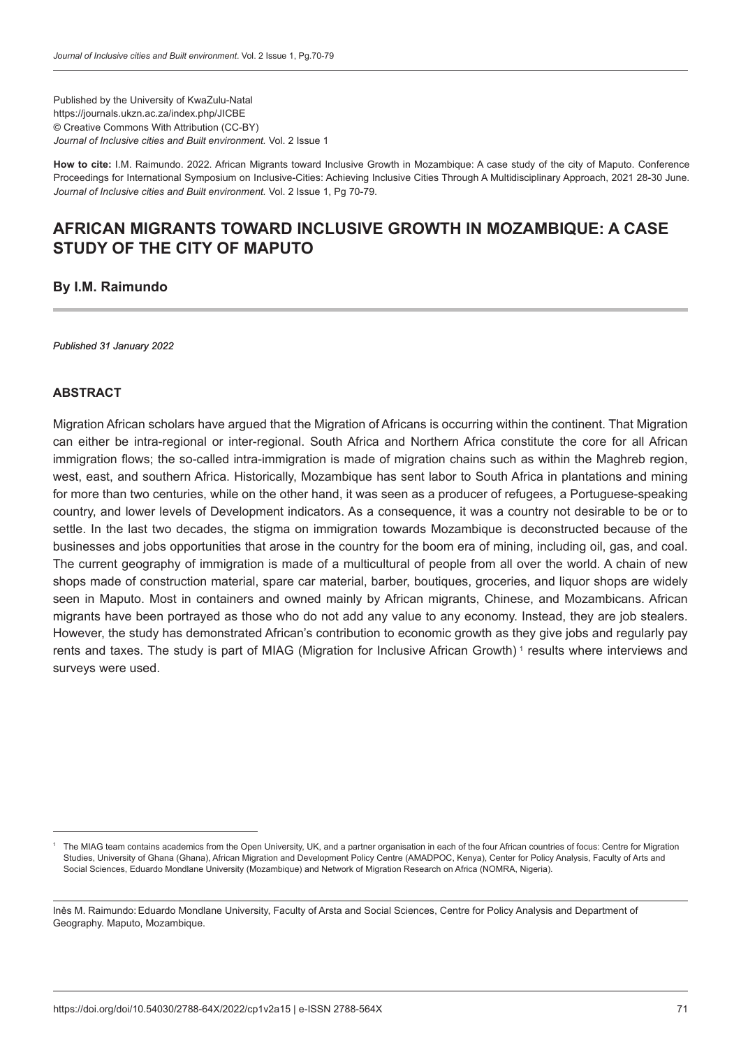Published by the University of KwaZulu-Natal
https://journals.ukzn.ac.za/index.php/JICBE
© Creative Commons With Attribution (CC-BY)
*Journal of Inclusive cities and Built environment.* Vol. 2 Issue 1

**How to cite:** I.M. Raimundo. 2022. African Migrants toward Inclusive Growth in Mozambique: A case study of the city of Maputo. Conference Proceedings for International Symposium on Inclusive-Cities: Achieving Inclusive Cities Through A Multidisciplinary Approach, 2021 28-30 June. *Journal of Inclusive cities and Built environment.* Vol. 2 Issue 1, Pg 70-79.

# AFRICAN MIGRANTS TOWARD INCLUSIVE GROWTH IN MOZAMBIQUE: A CASE STUDY OF THE CITY OF MAPUTO

**By I.M. Raimundo**

*Published 31 January 2022*

## ABSTRACT

Migration African scholars have argued that the Migration of Africans is occurring within the continent. That Migration can either be intra-regional or inter-regional. South Africa and Northern Africa constitute the core for all African immigration flows; the so-called intra-immigration is made of migration chains such as within the Maghreb region, west, east, and southern Africa. Historically, Mozambique has sent labor to South Africa in plantations and mining for more than two centuries, while on the other hand, it was seen as a producer of refugees, a Portuguese-speaking country, and lower levels of Development indicators. As a consequence, it was a country not desirable to be or to settle. In the last two decades, the stigma on immigration towards Mozambique is deconstructed because of the businesses and jobs opportunities that arose in the country for the boom era of mining, including oil, gas, and coal. The current geography of immigration is made of a multicultural of people from all over the world. A chain of new shops made of construction material, spare car material, barber, boutiques, groceries, and liquor shops are widely seen in Maputo. Most in containers and owned mainly by African migrants, Chinese, and Mozambicans. African migrants have been portrayed as those who do not add any value to any economy. Instead, they are job stealers. However, the study has demonstrated African's contribution to economic growth as they give jobs and regularly pay rents and taxes. The study is part of MIAG (Migration for Inclusive African Growth)[1] results where interviews and surveys were used.

---

[1] The MIAG team contains academics from the Open University, UK, and a partner organisation in each of the four African countries of focus: Centre for Migration Studies, University of Ghana (Ghana), African Migration and Development Policy Centre (AMADPOC, Kenya), Center for Policy Analysis, Faculty of Arts and Social Sciences, Eduardo Mondlane University (Mozambique) and Network of Migration Research on Africa (NOMRA, Nigeria).

Inês M. Raimundo: Eduardo Mondlane University, Faculty of Arsta and Social Sciences, Centre for Policy Analysis and Department of Geography. Maputo, Mozambique.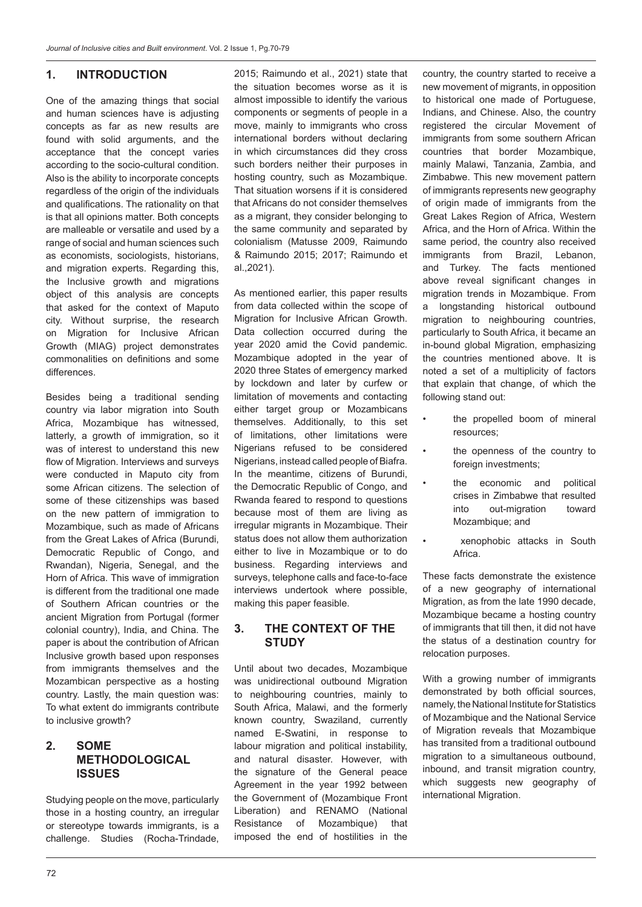## 1. INTRODUCTION

One of the amazing things that social and human sciences have is adjusting concepts as far as new results are found with solid arguments, and the acceptance that the concept varies according to the socio-cultural condition. Also is the ability to incorporate concepts regardless of the origin of the individuals and qualifications. The rationality on that is that all opinions matter. Both concepts are malleable or versatile and used by a range of social and human sciences such as economists, sociologists, historians, and migration experts. Regarding this, the Inclusive growth and migrations object of this analysis are concepts that asked for the context of Maputo city. Without surprise, the research on Migration for Inclusive African Growth (MIAG) project demonstrates commonalities on definitions and some differences.

Besides being a traditional sending country via labor migration into South Africa, Mozambique has witnessed, latterly, a growth of immigration, so it was of interest to understand this new flow of Migration. Interviews and surveys were conducted in Maputo city from some African citizens. The selection of some of these citizenships was based on the new pattern of immigration to Mozambique, such as made of Africans from the Great Lakes of Africa (Burundi, Democratic Republic of Congo, and Rwandan), Nigeria, Senegal, and the Horn of Africa. This wave of immigration is different from the traditional one made of Southern African countries or the ancient Migration from Portugal (former colonial country), India, and China. The paper is about the contribution of African Inclusive growth based upon responses from immigrants themselves and the Mozambican perspective as a hosting country. Lastly, the main question was: To what extent do immigrants contribute to inclusive growth?

## 2. SOME METHODOLOGICAL ISSUES

Studying people on the move, particularly those in a hosting country, an irregular or stereotype towards immigrants, is a challenge. Studies (Rocha-Trindade, 2015; Raimundo et al., 2021) state that the situation becomes worse as it is almost impossible to identify the various components or segments of people in a move, mainly to immigrants who cross international borders without declaring in which circumstances did they cross such borders neither their purposes in hosting country, such as Mozambique. That situation worsens if it is considered that Africans do not consider themselves as a migrant, they consider belonging to the same community and separated by colonialism (Matusse 2009, Raimundo & Raimundo 2015; 2017; Raimundo et al.,2021).

As mentioned earlier, this paper results from data collected within the scope of Migration for Inclusive African Growth. Data collection occurred during the year 2020 amid the Covid pandemic. Mozambique adopted in the year of 2020 three States of emergency marked by lockdown and later by curfew or limitation of movements and contacting either target group or Mozambicans themselves. Additionally, to this set of limitations, other limitations were Nigerians refused to be considered Nigerians, instead called people of Biafra. In the meantime, citizens of Burundi, the Democratic Republic of Congo, and Rwanda feared to respond to questions because most of them are living as irregular migrants in Mozambique. Their status does not allow them authorization either to live in Mozambique or to do business. Regarding interviews and surveys, telephone calls and face-to-face interviews undertook where possible, making this paper feasible.

## 3. THE CONTEXT OF THE STUDY

Until about two decades, Mozambique was unidirectional outbound Migration to neighbouring countries, mainly to South Africa, Malawi, and the formerly known country, Swaziland, currently named E-Swatini, in response to labour migration and political instability, and natural disaster. However, with the signature of the General peace Agreement in the year 1992 between the Government of (Mozambique Front Liberation) and RENAMO (National Resistance of Mozambique) that imposed the end of hostilities in the country, the country started to receive a new movement of migrants, in opposition to historical one made of Portuguese, Indians, and Chinese. Also, the country registered the circular Movement of immigrants from some southern African countries that border Mozambique, mainly Malawi, Tanzania, Zambia, and Zimbabwe. This new movement pattern of immigrants represents new geography of origin made of immigrants from the Great Lakes Region of Africa, Western Africa, and the Horn of Africa. Within the same period, the country also received immigrants from Brazil, Lebanon, and Turkey. The facts mentioned above reveal significant changes in migration trends in Mozambique. From a longstanding historical outbound migration to neighbouring countries, particularly to South Africa, it became an in-bound global Migration, emphasizing the countries mentioned above. It is noted a set of a multiplicity of factors that explain that change, of which the following stand out:

- the propelled boom of mineral resources;
- the openness of the country to foreign investments;
- the economic and political crises in Zimbabwe that resulted into out-migration toward Mozambique; and
- xenophobic attacks in South Africa.

These facts demonstrate the existence of a new geography of international Migration, as from the late 1990 decade, Mozambique became a hosting country of immigrants that till then, it did not have the status of a destination country for relocation purposes.

With a growing number of immigrants demonstrated by both official sources, namely, the National Institute for Statistics of Mozambique and the National Service of Migration reveals that Mozambique has transited from a traditional outbound migration to a simultaneous outbound, inbound, and transit migration country, which suggests new geography of international Migration.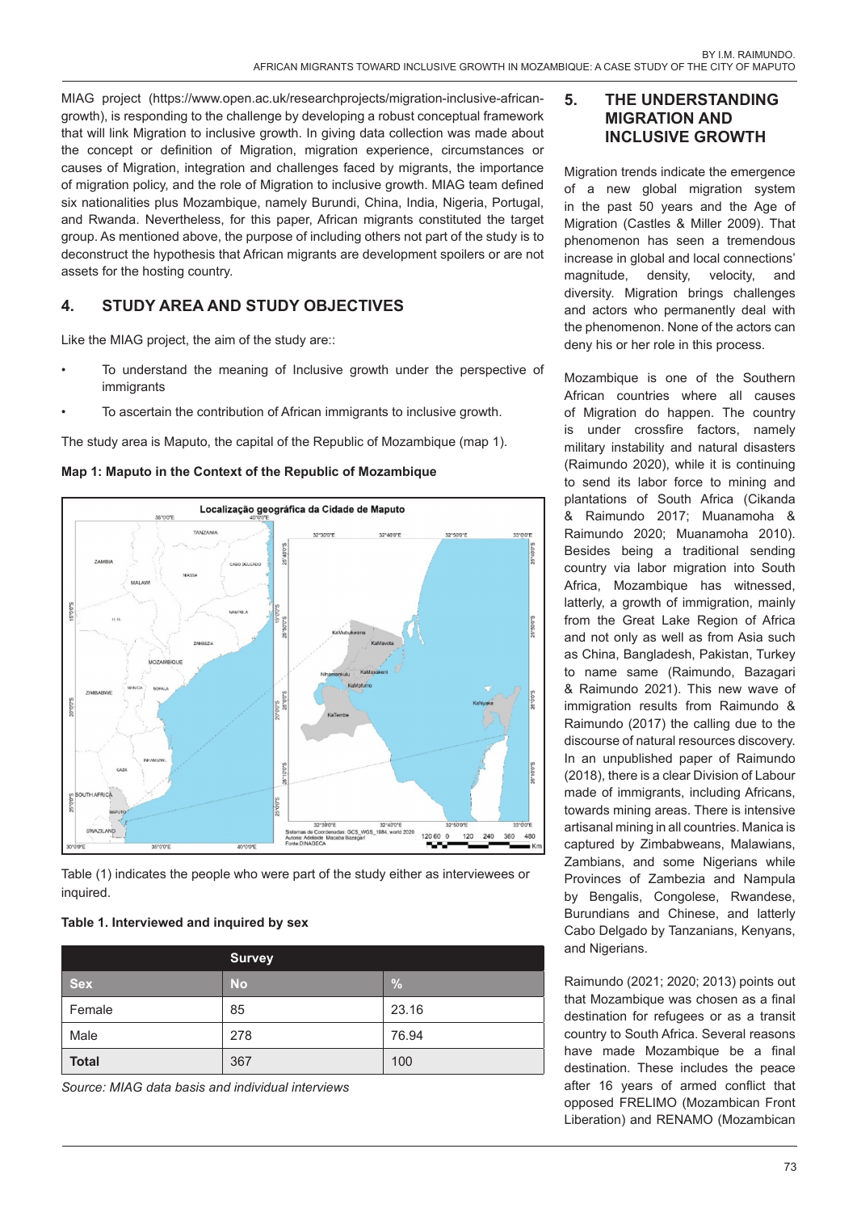MIAG project (https://www.open.ac.uk/researchprojects/migration-inclusive-african-growth), is responding to the challenge by developing a robust conceptual framework that will link Migration to inclusive growth. In giving data collection was made about the concept or definition of Migration, migration experience, circumstances or causes of Migration, integration and challenges faced by migrants, the importance of migration policy, and the role of Migration to inclusive growth. MIAG team defined six nationalities plus Mozambique, namely Burundi, China, India, Nigeria, Portugal, and Rwanda. Nevertheless, for this paper, African migrants constituted the target group. As mentioned above, the purpose of including others not part of the study is to deconstruct the hypothesis that African migrants are development spoilers or are not assets for the hosting country.

## 4. STUDY AREA AND STUDY OBJECTIVES

Like the MIAG project, the aim of the study are::

- To understand the meaning of Inclusive growth under the perspective of immigrants
- To ascertain the contribution of African immigrants to inclusive growth.

The study area is Maputo, the capital of the Republic of Mozambique (map 1).

**Map 1: Maputo in the Context of the Republic of Mozambique**

Table (1) indicates the people who were part of the study either as interviewees or inquired.

**Table 1. Interviewed and inquired by sex**

| | Survey | |
|---|---|---|
| **Sex** | **No** | **%** |
| Female | 85 | 23.16 |
| Male | 278 | 76.94 |
| **Total** | 367 | 100 |

*Source: MIAG data basis and individual interviews*

## 5. THE UNDERSTANDING MIGRATION AND INCLUSIVE GROWTH

Migration trends indicate the emergence of a new global migration system in the past 50 years and the Age of Migration (Castles & Miller 2009). That phenomenon has seen a tremendous increase in global and local connections' magnitude, density, velocity, and diversity. Migration brings challenges and actors who permanently deal with the phenomenon. None of the actors can deny his or her role in this process.

Mozambique is one of the Southern African countries where all causes of Migration do happen. The country is under crossfire factors, namely military instability and natural disasters (Raimundo 2020), while it is continuing to send its labor force to mining and plantations of South Africa (Cikanda & Raimundo 2017; Muanamoha & Raimundo 2020; Muanamoha 2010). Besides being a traditional sending country via labor migration into South Africa, Mozambique has witnessed, latterly, a growth of immigration, mainly from the Great Lake Region of Africa and not only as well as from Asia such as China, Bangladesh, Pakistan, Turkey to name same (Raimundo, Bazagari & Raimundo 2021). This new wave of immigration results from Raimundo & Raimundo (2017) the calling due to the discourse of natural resources discovery. In an unpublished paper of Raimundo (2018), there is a clear Division of Labour made of immigrants, including Africans, towards mining areas. There is intensive artisanal mining in all countries. Manica is captured by Zimbabweans, Malawians, Zambians, and some Nigerians while Provinces of Zambezia and Nampula by Bengalis, Congolese, Rwandese, Burundians and Chinese, and latterly Cabo Delgado by Tanzanians, Kenyans, and Nigerians.

Raimundo (2021; 2020; 2013) points out that Mozambique was chosen as a final destination for refugees or as a transit country to South Africa. Several reasons have made Mozambique be a final destination. These includes the peace after 16 years of armed conflict that opposed FRELIMO (Mozambican Front Liberation) and RENAMO (Mozambican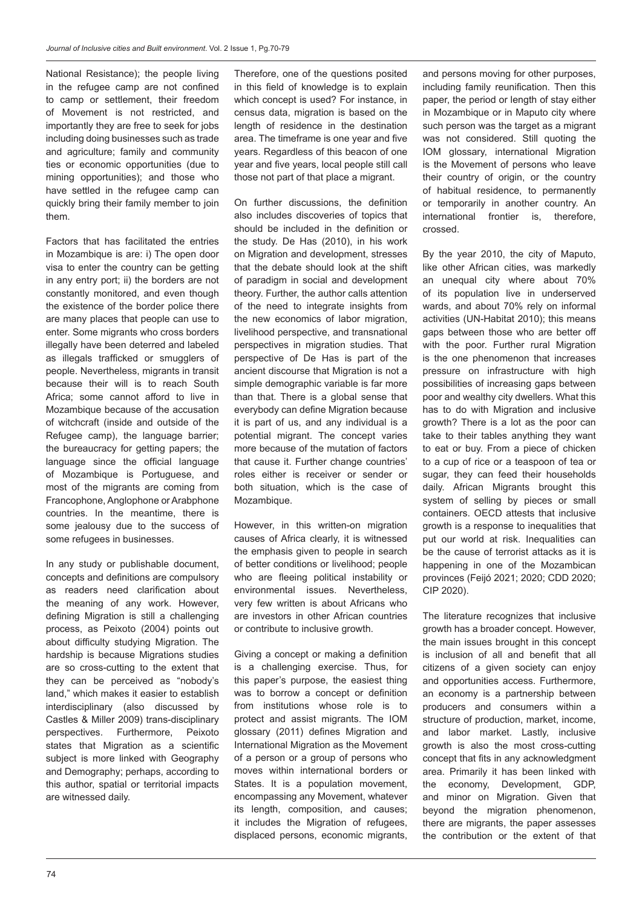National Resistance); the people living in the refugee camp are not confined to camp or settlement, their freedom of Movement is not restricted, and importantly they are free to seek for jobs including doing businesses such as trade and agriculture; family and community ties or economic opportunities (due to mining opportunities); and those who have settled in the refugee camp can quickly bring their family member to join them.

Factors that has facilitated the entries in Mozambique is are: i) The open door visa to enter the country can be getting in any entry port; ii) the borders are not constantly monitored, and even though the existence of the border police there are many places that people can use to enter. Some migrants who cross borders illegally have been deterred and labeled as illegals trafficked or smugglers of people. Nevertheless, migrants in transit because their will is to reach South Africa; some cannot afford to live in Mozambique because of the accusation of witchcraft (inside and outside of the Refugee camp), the language barrier; the bureaucracy for getting papers; the language since the official language of Mozambique is Portuguese, and most of the migrants are coming from Francophone, Anglophone or Arabphone countries. In the meantime, there is some jealousy due to the success of some refugees in businesses.

In any study or publishable document, concepts and definitions are compulsory as readers need clarification about the meaning of any work. However, defining Migration is still a challenging process, as Peixoto (2004) points out about difficulty studying Migration. The hardship is because Migrations studies are so cross-cutting to the extent that they can be perceived as "nobody's land," which makes it easier to establish interdisciplinary (also discussed by Castles & Miller 2009) trans-disciplinary perspectives. Furthermore, Peixoto states that Migration as a scientific subject is more linked with Geography and Demography; perhaps, according to this author, spatial or territorial impacts are witnessed daily.

Therefore, one of the questions posited in this field of knowledge is to explain which concept is used? For instance, in census data, migration is based on the length of residence in the destination area. The timeframe is one year and five years. Regardless of this beacon of one year and five years, local people still call those not part of that place a migrant.

On further discussions, the definition also includes discoveries of topics that should be included in the definition or the study. De Has (2010), in his work on Migration and development, stresses that the debate should look at the shift of paradigm in social and development theory. Further, the author calls attention of the need to integrate insights from the new economics of labor migration, livelihood perspective, and transnational perspectives in migration studies. That perspective of De Has is part of the ancient discourse that Migration is not a simple demographic variable is far more than that. There is a global sense that everybody can define Migration because it is part of us, and any individual is a potential migrant. The concept varies more because of the mutation of factors that cause it. Further change countries' roles either is receiver or sender or both situation, which is the case of Mozambique.

However, in this written-on migration causes of Africa clearly, it is witnessed the emphasis given to people in search of better conditions or livelihood; people who are fleeing political instability or environmental issues. Nevertheless, very few written is about Africans who are investors in other African countries or contribute to inclusive growth.

Giving a concept or making a definition is a challenging exercise. Thus, for this paper's purpose, the easiest thing was to borrow a concept or definition from institutions whose role is to protect and assist migrants. The IOM glossary (2011) defines Migration and International Migration as the Movement of a person or a group of persons who moves within international borders or States. It is a population movement, encompassing any Movement, whatever its length, composition, and causes; it includes the Migration of refugees, displaced persons, economic migrants, and persons moving for other purposes, including family reunification. Then this paper, the period or length of stay either in Mozambique or in Maputo city where such person was the target as a migrant was not considered. Still quoting the IOM glossary, international Migration is the Movement of persons who leave their country of origin, or the country of habitual residence, to permanently or temporarily in another country. An international frontier is, therefore, crossed.

By the year 2010, the city of Maputo, like other African cities, was markedly an unequal city where about 70% of its population live in underserved wards, and about 70% rely on informal activities (UN-Habitat 2010); this means gaps between those who are better off with the poor. Further rural Migration is the one phenomenon that increases pressure on infrastructure with high possibilities of increasing gaps between poor and wealthy city dwellers. What this has to do with Migration and inclusive growth? There is a lot as the poor can take to their tables anything they want to eat or buy. From a piece of chicken to a cup of rice or a teaspoon of tea or sugar, they can feed their households daily. African Migrants brought this system of selling by pieces or small containers. OECD attests that inclusive growth is a response to inequalities that put our world at risk. Inequalities can be the cause of terrorist attacks as it is happening in one of the Mozambican provinces (Feijó 2021; 2020; CDD 2020; CIP 2020).

The literature recognizes that inclusive growth has a broader concept. However, the main issues brought in this concept is inclusion of all and benefit that all citizens of a given society can enjoy and opportunities access. Furthermore, an economy is a partnership between producers and consumers within a structure of production, market, income, and labor market. Lastly, inclusive growth is also the most cross-cutting concept that fits in any acknowledgment area. Primarily it has been linked with the economy, Development, GDP, and minor on Migration. Given that beyond the migration phenomenon, there are migrants, the paper assesses the contribution or the extent of that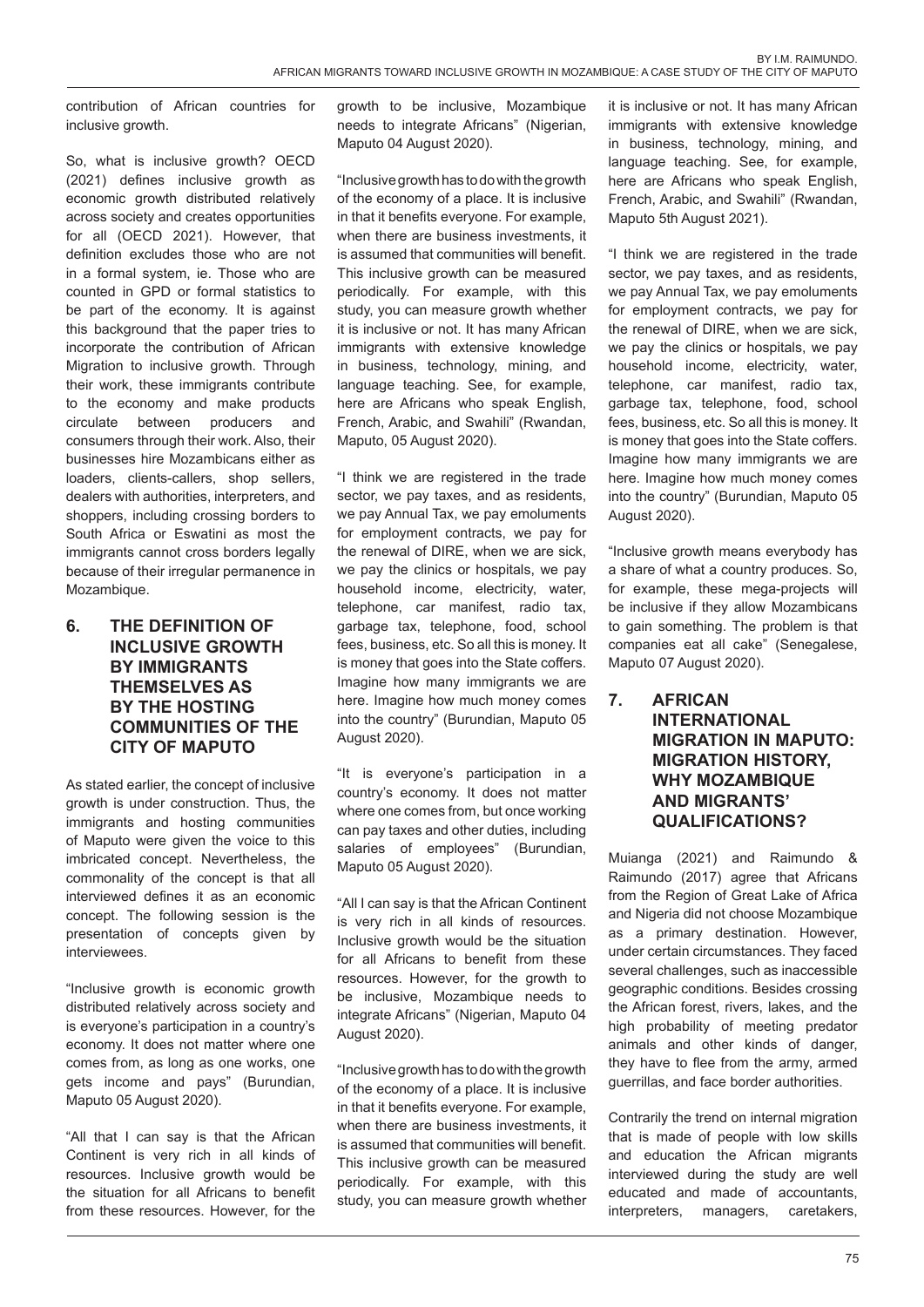contribution of African countries for inclusive growth.

So, what is inclusive growth? OECD (2021) defines inclusive growth as economic growth distributed relatively across society and creates opportunities for all (OECD 2021). However, that definition excludes those who are not in a formal system, ie. Those who are counted in GPD or formal statistics to be part of the economy. It is against this background that the paper tries to incorporate the contribution of African Migration to inclusive growth. Through their work, these immigrants contribute to the economy and make products circulate between producers and consumers through their work. Also, their businesses hire Mozambicans either as loaders, clients-callers, shop sellers, dealers with authorities, interpreters, and shoppers, including crossing borders to South Africa or Eswatini as most the immigrants cannot cross borders legally because of their irregular permanence in Mozambique.

## 6. THE DEFINITION OF INCLUSIVE GROWTH BY IMMIGRANTS THEMSELVES AS BY THE HOSTING COMMUNITIES OF THE CITY OF MAPUTO

As stated earlier, the concept of inclusive growth is under construction. Thus, the immigrants and hosting communities of Maputo were given the voice to this imbricated concept. Nevertheless, the commonality of the concept is that all interviewed defines it as an economic concept. The following session is the presentation of concepts given by interviewees.

"Inclusive growth is economic growth distributed relatively across society and is everyone's participation in a country's economy. It does not matter where one comes from, as long as one works, one gets income and pays" (Burundian, Maputo 05 August 2020).

"All that I can say is that the African Continent is very rich in all kinds of resources. Inclusive growth would be the situation for all Africans to benefit from these resources. However, for the growth to be inclusive, Mozambique needs to integrate Africans" (Nigerian, Maputo 04 August 2020).

"Inclusive growth has to do with the growth of the economy of a place. It is inclusive in that it benefits everyone. For example, when there are business investments, it is assumed that communities will benefit. This inclusive growth can be measured periodically. For example, with this study, you can measure growth whether it is inclusive or not. It has many African immigrants with extensive knowledge in business, technology, mining, and language teaching. See, for example, here are Africans who speak English, French, Arabic, and Swahili" (Rwandan, Maputo, 05 August 2020).

"I think we are registered in the trade sector, we pay taxes, and as residents, we pay Annual Tax, we pay emoluments for employment contracts, we pay for the renewal of DIRE, when we are sick, we pay the clinics or hospitals, we pay household income, electricity, water, telephone, car manifest, radio tax, garbage tax, telephone, food, school fees, business, etc. So all this is money. It is money that goes into the State coffers. Imagine how many immigrants we are here. Imagine how much money comes into the country" (Burundian, Maputo 05 August 2020).

"It is everyone's participation in a country's economy. It does not matter where one comes from, but once working can pay taxes and other duties, including salaries of employees" (Burundian, Maputo 05 August 2020).

"All I can say is that the African Continent is very rich in all kinds of resources. Inclusive growth would be the situation for all Africans to benefit from these resources. However, for the growth to be inclusive, Mozambique needs to integrate Africans" (Nigerian, Maputo 04 August 2020).

"Inclusive growth has to do with the growth of the economy of a place. It is inclusive in that it benefits everyone. For example, when there are business investments, it is assumed that communities will benefit. This inclusive growth can be measured periodically. For example, with this study, you can measure growth whether it is inclusive or not. It has many African immigrants with extensive knowledge in business, technology, mining, and language teaching. See, for example, here are Africans who speak English, French, Arabic, and Swahili" (Rwandan, Maputo 5th August 2021).

"I think we are registered in the trade sector, we pay taxes, and as residents, we pay Annual Tax, we pay emoluments for employment contracts, we pay for the renewal of DIRE, when we are sick, we pay the clinics or hospitals, we pay household income, electricity, water, telephone, car manifest, radio tax, garbage tax, telephone, food, school fees, business, etc. So all this is money. It is money that goes into the State coffers. Imagine how many immigrants we are here. Imagine how much money comes into the country" (Burundian, Maputo 05 August 2020).

"Inclusive growth means everybody has a share of what a country produces. So, for example, these mega-projects will be inclusive if they allow Mozambicans to gain something. The problem is that companies eat all cake" (Senegalese, Maputo 07 August 2020).

## 7. AFRICAN INTERNATIONAL MIGRATION IN MAPUTO: MIGRATION HISTORY, WHY MOZAMBIQUE AND MIGRANTS' QUALIFICATIONS?

Muianga (2021) and Raimundo & Raimundo (2017) agree that Africans from the Region of Great Lake of Africa and Nigeria did not choose Mozambique as a primary destination. However, under certain circumstances. They faced several challenges, such as inaccessible geographic conditions. Besides crossing the African forest, rivers, lakes, and the high probability of meeting predator animals and other kinds of danger, they have to flee from the army, armed guerrillas, and face border authorities.

Contrarily the trend on internal migration that is made of people with low skills and education the African migrants interviewed during the study are well educated and made of accountants, interpreters, managers, caretakers,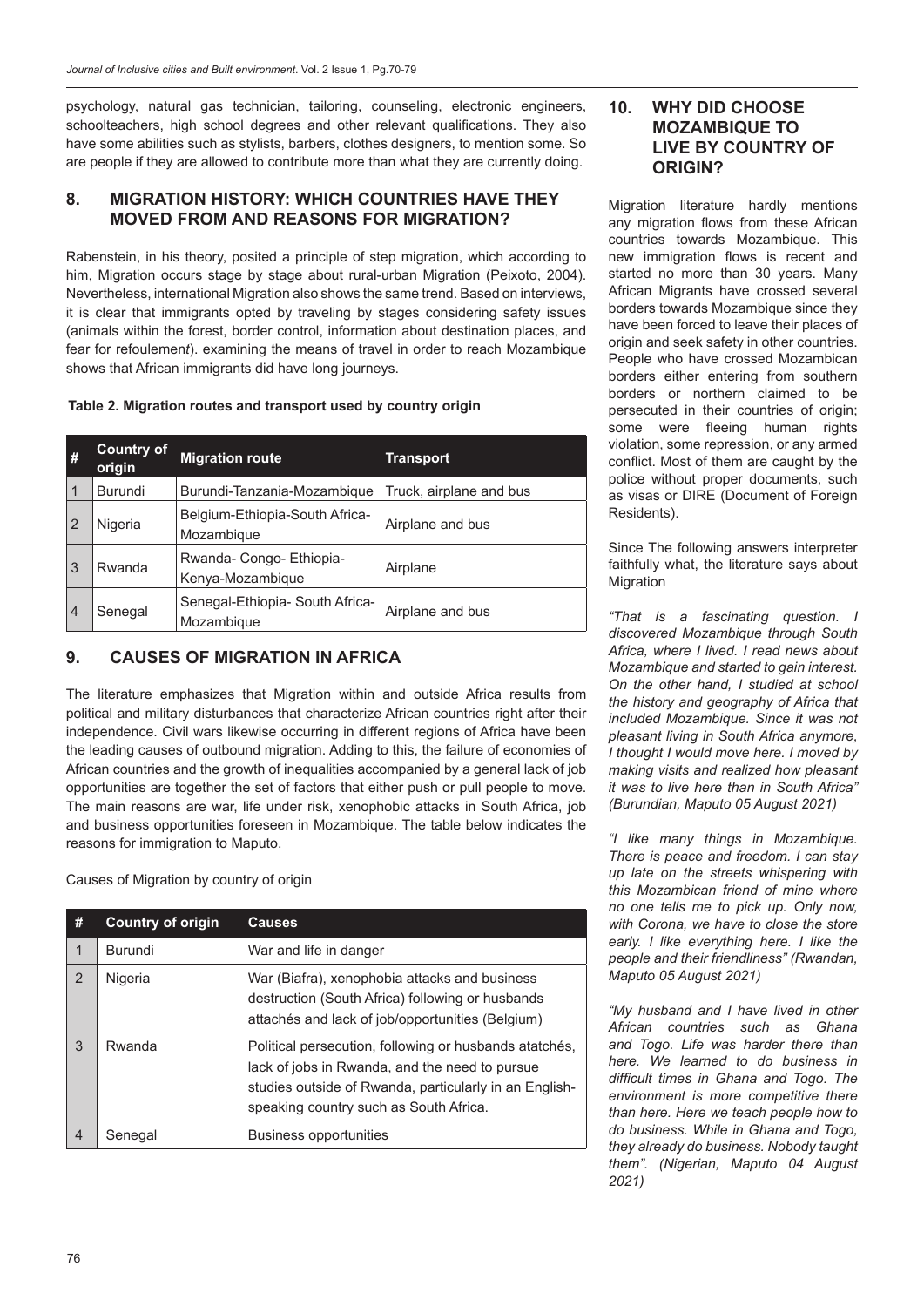psychology, natural gas technician, tailoring, counseling, electronic engineers, schoolteachers, high school degrees and other relevant qualifications. They also have some abilities such as stylists, barbers, clothes designers, to mention some. So are people if they are allowed to contribute more than what they are currently doing.

## 8. MIGRATION HISTORY: WHICH COUNTRIES HAVE THEY MOVED FROM AND REASONS FOR MIGRATION?

Rabenstein, in his theory, posited a principle of step migration, which according to him, Migration occurs stage by stage about rural-urban Migration (Peixoto, 2004). Nevertheless, international Migration also shows the same trend. Based on interviews, it is clear that immigrants opted by traveling by stages considering safety issues (animals within the forest, border control, information about destination places, and fear for refoulement*t*). examining the means of travel in order to reach Mozambique shows that African immigrants did have long journeys.

**Table 2. Migration routes and transport used by country origin**

| # | Country of origin | Migration route | Transport |
|---|---|---|---|
| 1 | Burundi | Burundi-Tanzania-Mozambique | Truck, airplane and bus |
| 2 | Nigeria | Belgium-Ethiopia-South Africa-Mozambique | Airplane and bus |
| 3 | Rwanda | Rwanda- Congo- Ethiopia-Kenya-Mozambique | Airplane |
| 4 | Senegal | Senegal-Ethiopia- South Africa-Mozambique | Airplane and bus |

## 9. CAUSES OF MIGRATION IN AFRICA

The literature emphasizes that Migration within and outside Africa results from political and military disturbances that characterize African countries right after their independence. Civil wars likewise occurring in different regions of Africa have been the leading causes of outbound migration. Adding to this, the failure of economies of African countries and the growth of inequalities accompanied by a general lack of job opportunities are together the set of factors that either push or pull people to move. The main reasons are war, life under risk, xenophobic attacks in South Africa, job and business opportunities foreseen in Mozambique. The table below indicates the reasons for immigration to Maputo.

Causes of Migration by country of origin

| # | Country of origin | Causes |
|---|---|---|
| 1 | Burundi | War and life in danger |
| 2 | Nigeria | War (Biafra), xenophobia attacks and business destruction (South Africa) following or husbands attachés and lack of job/opportunities (Belgium) |
| 3 | Rwanda | Political persecution, following or husbands atatchés, lack of jobs in Rwanda, and the need to pursue studies outside of Rwanda, particularly in an English-speaking country such as South Africa. |
| 4 | Senegal | Business opportunities |

## 10. WHY DID CHOOSE MOZAMBIQUE TO LIVE BY COUNTRY OF ORIGIN?

Migration literature hardly mentions any migration flows from these African countries towards Mozambique. This new immigration flows is recent and started no more than 30 years. Many African Migrants have crossed several borders towards Mozambique since they have been forced to leave their places of origin and seek safety in other countries. People who have crossed Mozambican borders either entering from southern borders or northern claimed to be persecuted in their countries of origin; some were fleeing human rights violation, some repression, or any armed conflict. Most of them are caught by the police without proper documents, such as visas or DIRE (Document of Foreign Residents).

Since The following answers interpreter faithfully what, the literature says about Migration

*"That is a fascinating question. I discovered Mozambique through South Africa, where I lived. I read news about Mozambique and started to gain interest. On the other hand, I studied at school the history and geography of Africa that included Mozambique. Since it was not pleasant living in South Africa anymore, I thought I would move here. I moved by making visits and realized how pleasant it was to live here than in South Africa" (Burundian, Maputo 05 August 2021)*

*"I like many things in Mozambique. There is peace and freedom. I can stay up late on the streets whispering with this Mozambican friend of mine where no one tells me to pick up. Only now, with Corona, we have to close the store early. I like everything here. I like the people and their friendliness" (Rwandan, Maputo 05 August 2021)*

*"My husband and I have lived in other African countries such as Ghana and Togo. Life was harder there than here. We learned to do business in difficult times in Ghana and Togo. The environment is more competitive there than here. Here we teach people how to do business. While in Ghana and Togo, they already do business. Nobody taught them". (Nigerian, Maputo 04 August 2021)*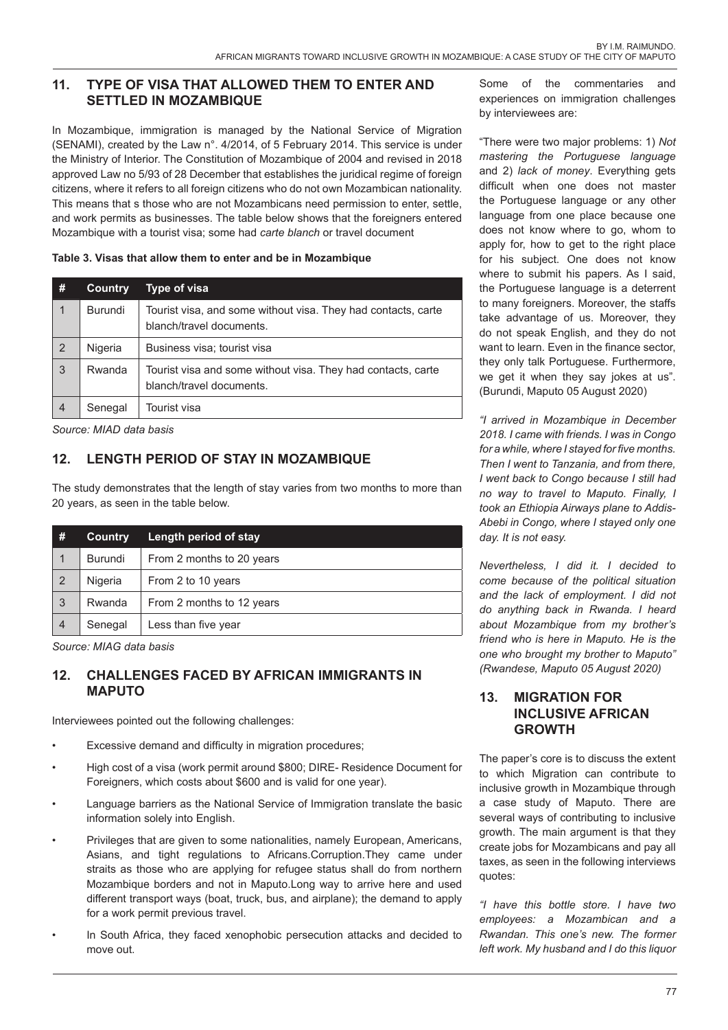## 11. TYPE OF VISA THAT ALLOWED THEM TO ENTER AND SETTLED IN MOZAMBIQUE

In Mozambique, immigration is managed by the National Service of Migration (SENAMI), created by the Law n°. 4/2014, of 5 February 2014. This service is under the Ministry of Interior. The Constitution of Mozambique of 2004 and revised in 2018 approved Law no 5/93 of 28 December that establishes the juridical regime of foreign citizens, where it refers to all foreign citizens who do not own Mozambican nationality. This means that s those who are not Mozambicans need permission to enter, settle, and work permits as businesses. The table below shows that the foreigners entered Mozambique with a tourist visa; some had *carte blanch* or travel document

**Table 3. Visas that allow them to enter and be in Mozambique**

| # | Country | Type of visa |
|---|---|---|
| 1 | Burundi | Tourist visa, and some without visa. They had contacts, carte blanch/travel documents. |
| 2 | Nigeria | Business visa; tourist visa |
| 3 | Rwanda | Tourist visa and some without visa. They had contacts, carte blanch/travel documents. |
| 4 | Senegal | Tourist visa |

*Source: MIAD data basis*

## 12. LENGTH PERIOD OF STAY IN MOZAMBIQUE

The study demonstrates that the length of stay varies from two months to more than 20 years, as seen in the table below.

| # | Country | Length period of stay |
|---|---|---|
| 1 | Burundi | From 2 months to 20 years |
| 2 | Nigeria | From 2 to 10 years |
| 3 | Rwanda | From 2 months to 12 years |
| 4 | Senegal | Less than five year |

*Source: MIAG data basis*

## 12. CHALLENGES FACED BY AFRICAN IMMIGRANTS IN MAPUTO

Interviewees pointed out the following challenges:

- Excessive demand and difficulty in migration procedures;
- High cost of a visa (work permit around $800; DIRE- Residence Document for Foreigners, which costs about $600 and is valid for one year).
- Language barriers as the National Service of Immigration translate the basic information solely into English.
- Privileges that are given to some nationalities, namely European, Americans, Asians, and tight regulations to Africans.Corruption.They came under straits as those who are applying for refugee status shall do from northern Mozambique borders and not in Maputo.Long way to arrive here and used different transport ways (boat, truck, bus, and airplane); the demand to apply for a work permit previous travel.
- In South Africa, they faced xenophobic persecution attacks and decided to move out.

Some of the commentaries and experiences on immigration challenges by interviewees are:

"There were two major problems: 1) *Not mastering the Portuguese language* and 2) *lack of money*. Everything gets difficult when one does not master the Portuguese language or any other language from one place because one does not know where to go, whom to apply for, how to get to the right place for his subject. One does not know where to submit his papers. As I said, the Portuguese language is a deterrent to many foreigners. Moreover, the staffs take advantage of us. Moreover, they do not speak English, and they do not want to learn. Even in the finance sector, they only talk Portuguese. Furthermore, we get it when they say jokes at us". (Burundi, Maputo 05 August 2020)

*"I arrived in Mozambique in December 2018. I came with friends. I was in Congo for a while, where I stayed for five months. Then I went to Tanzania, and from there, I went back to Congo because I still had no way to travel to Maputo. Finally, I took an Ethiopia Airways plane to Addis-Abebi in Congo, where I stayed only one day. It is not easy.*

*Nevertheless, I did it. I decided to come because of the political situation and the lack of employment. I did not do anything back in Rwanda. I heard about Mozambique from my brother's friend who is here in Maputo. He is the one who brought my brother to Maputo" (Rwandese, Maputo 05 August 2020)*

## 13. MIGRATION FOR INCLUSIVE AFRICAN GROWTH

The paper's core is to discuss the extent to which Migration can contribute to inclusive growth in Mozambique through a case study of Maputo. There are several ways of contributing to inclusive growth. The main argument is that they create jobs for Mozambicans and pay all taxes, as seen in the following interviews quotes:

*"I have this bottle store. I have two employees: a Mozambican and a Rwandan. This one's new. The former left work. My husband and I do this liquor*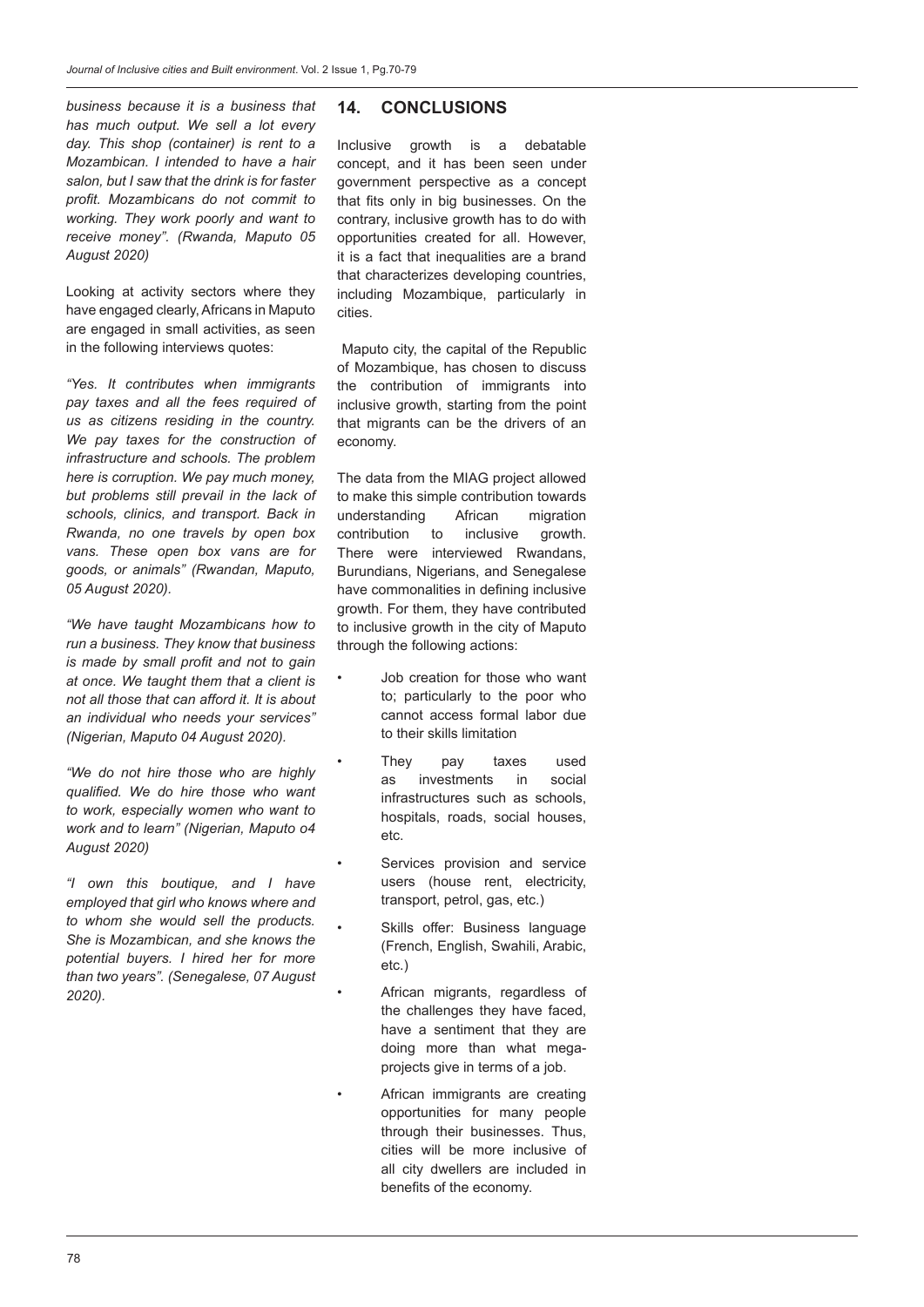*business because it is a business that has much output. We sell a lot every day. This shop (container) is rent to a Mozambican. I intended to have a hair salon, but I saw that the drink is for faster profit. Mozambicans do not commit to working. They work poorly and want to receive money". (Rwanda, Maputo 05 August 2020)*

Looking at activity sectors where they have engaged clearly, Africans in Maputo are engaged in small activities, as seen in the following interviews quotes:

*"Yes. It contributes when immigrants pay taxes and all the fees required of us as citizens residing in the country. We pay taxes for the construction of infrastructure and schools. The problem here is corruption. We pay much money, but problems still prevail in the lack of schools, clinics, and transport. Back in Rwanda, no one travels by open box vans. These open box vans are for goods, or animals" (Rwandan, Maputo, 05 August 2020).*

*"We have taught Mozambicans how to run a business. They know that business is made by small profit and not to gain at once. We taught them that a client is not all those that can afford it. It is about an individual who needs your services" (Nigerian, Maputo 04 August 2020).*

*"We do not hire those who are highly qualified. We do hire those who want to work, especially women who want to work and to learn" (Nigerian, Maputo o4 August 2020)*

*"I own this boutique, and I have employed that girl who knows where and to whom she would sell the products. She is Mozambican, and she knows the potential buyers. I hired her for more than two years". (Senegalese, 07 August 2020).*

## 14. CONCLUSIONS

Inclusive growth is a debatable concept, and it has been seen under government perspective as a concept that fits only in big businesses. On the contrary, inclusive growth has to do with opportunities created for all. However, it is a fact that inequalities are a brand that characterizes developing countries, including Mozambique, particularly in cities.

Maputo city, the capital of the Republic of Mozambique, has chosen to discuss the contribution of immigrants into inclusive growth, starting from the point that migrants can be the drivers of an economy.

The data from the MIAG project allowed to make this simple contribution towards understanding African migration contribution to inclusive growth. There were interviewed Rwandans, Burundians, Nigerians, and Senegalese have commonalities in defining inclusive growth. For them, they have contributed to inclusive growth in the city of Maputo through the following actions:

- Job creation for those who want to; particularly to the poor who cannot access formal labor due to their skills limitation
- They pay taxes used as investments in social infrastructures such as schools, hospitals, roads, social houses, etc.
- Services provision and service users (house rent, electricity, transport, petrol, gas, etc.)
- Skills offer: Business language (French, English, Swahili, Arabic, etc.)
- African migrants, regardless of the challenges they have faced, have a sentiment that they are doing more than what mega-projects give in terms of a job.
- African immigrants are creating opportunities for many people through their businesses. Thus, cities will be more inclusive of all city dwellers are included in benefits of the economy.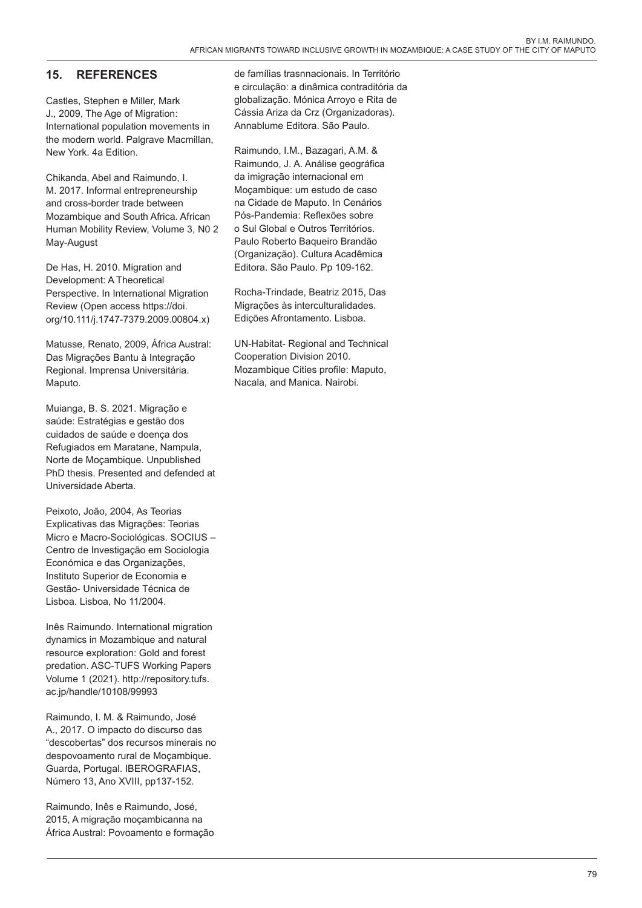## 15. REFERENCES

Castles, Stephen e Miller, Mark J., 2009, The Age of Migration: International population movements in the modern world. Palgrave Macmillan, New York. 4a Edition.

Chikanda, Abel and Raimundo, I. M. 2017. Informal entrepreneurship and cross-border trade between Mozambique and South Africa. African Human Mobility Review, Volume 3, N0 2 May-August

De Has, H. 2010. Migration and Development: A Theoretical Perspective. In International Migration Review (Open access https://doi.org/10.1111/j.1747-7379.2009.00804.x)

Matusse, Renato, 2009, África Austral: Das Migrações Bantu à Integração Regional. Imprensa Universitária. Maputo.

Muianga, B. S. 2021. Migração e saúde: Estratégias e gestão dos cuidados de saúde e doença dos Refugiados em Maratane, Nampula, Norte de Moçambique. Unpublished PhD thesis. Presented and defended at Universidade Aberta.

Peixoto, João, 2004, As Teorias Explicativas das Migrações: Teorias Micro e Macro-Sociológicas. SOCIUS – Centro de Investigação em Sociologia Económica e das Organizações, Instituto Superior de Economia e Gestão- Universidade Técnica de Lisboa. Lisboa, No 11/2004.

Inês Raimundo. International migration dynamics in Mozambique and natural resource exploration: Gold and forest predation. ASC-TUFS Working Papers Volume 1 (2021). http://repository.tufs.ac.jp/handle/10108/99993

Raimundo, I. M. & Raimundo, José A., 2017. O impacto do discurso das "descobertas" dos recursos minerais no despovoamento rural de Moçambique. Guarda, Portugal. IBEROGRAFIAS, Número 13, Ano XVIII, pp137-152.

Raimundo, Inês e Raimundo, José, 2015, A migração moçambicanna na África Austral: Povoamento e formação de famílias trasnnacionais. In Território e circulação: a dinâmica contraditória da globalização. Mónica Arroyo e Rita de Cássia Ariza da Crz (Organizadoras). Annablume Editora. São Paulo.

Raimundo, I.M., Bazagari, A.M. & Raimundo, J. A. Análise geográfica da imigração internacional em Moçambique: um estudo de caso na Cidade de Maputo. In Cenários Pós-Pandemia: Reflexões sobre o Sul Global e Outros Territórios. Paulo Roberto Baqueiro Brandão (Organização). Cultura Acadêmica Editora. São Paulo. Pp 109-162.

Rocha-Trindade, Beatriz 2015, Das Migrações às interculturalidades. Edições Afrontamento. Lisboa.

UN-Habitat- Regional and Technical Cooperation Division 2010. Mozambique Cities profile: Maputo, Nacala, and Manica. Nairobi.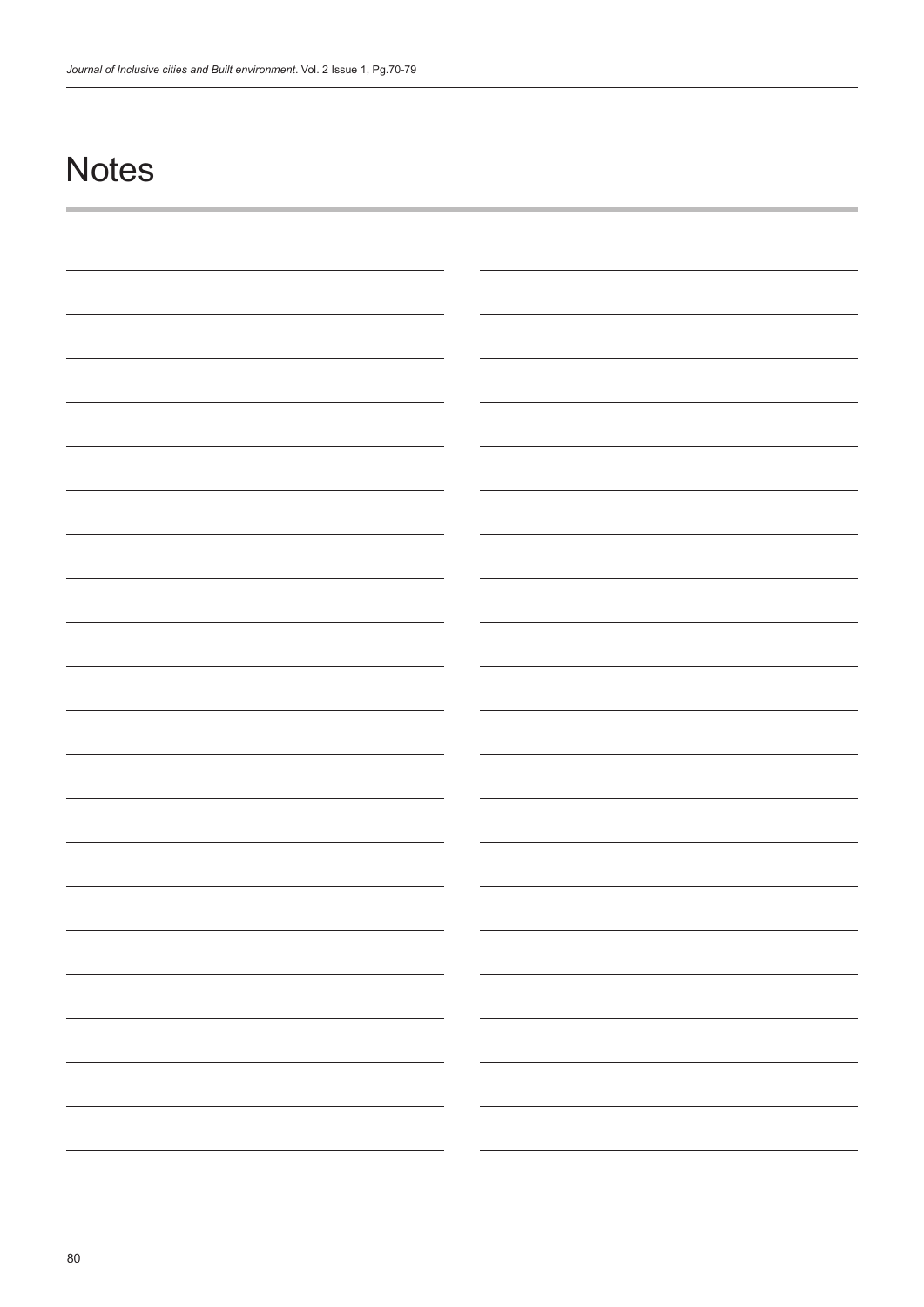# Notes